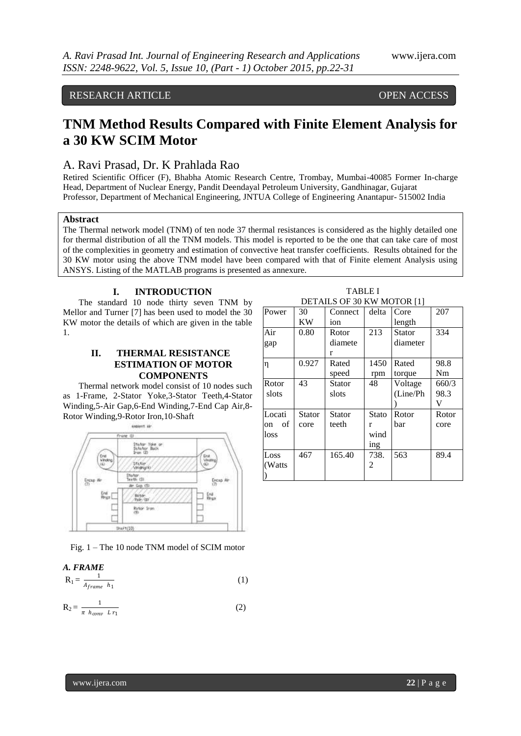RESEARCH ARTICLE OPEN ACCESS

# TNM Method Results Compared with Finite Element Analysis for a 30 KW SCIM Motor

A. Ravi Prasad, Dr. K Prahlada Rao

Retired Scientific Officer (F), Bhabha Atomic Research Centre, Trombay, Mumbai-40085 Former In-charge Head, Department of Nuclear Energy, Pandit Deendayal Petroleum University, Gandhinagar, Gujarat
Professor, Department of Mechanical Engineering, JNTUA College of Engineering Anantapur- 515002 India

**Abstract**

The Thermal network model (TNM) of ten node 37 thermal resistances is considered as the highly detailed one for thermal distribution of all the TNM models. This model is reported to be the one that can take care of most of the complexities in geometry and estimation of convective heat transfer coefficients. Results obtained for the 30 KW motor using the above TNM model have been compared with that of Finite element Analysis using ANSYS. Listing of the MATLAB programs is presented as annexure.

## I. INTRODUCTION

The standard 10 node thirty seven TNM by Mellor and Turner [7] has been used to model the 30 KW motor the details of which are given in the table 1.

## II. THERMAL RESISTANCE ESTIMATION OF MOTOR COMPONENTS

Thermal network model consist of 10 nodes such as 1-Frame, 2-Stator Yoke,3-Stator Teeth,4-Stator Winding,5-Air Gap,6-End Winding,7-End Cap Air,8-Rotor Winding,9-Rotor Iron,10-Shaft

Fig. 1 – The 10 node TNM model of SCIM motor

### A. FRAME

$$R_1 = \frac{1}{A_{frame}\ h_1} \tag{1}$$

$$R_2 = \frac{1}{\pi\ h_{conv}\ L\, r_1} \tag{2}$$

TABLE I
DETAILS OF 30 KW MOTOR [1]

| Power | 30 KW | Connection | delta | Core length | 207 |
|---|---|---|---|---|---|
| Air gap | 0.80 | Rotor diameter | 213 | Stator diameter | 334 |
| η | 0.927 | Rated speed | 1450 rpm | Rated torque | 98.8 Nm |
| Rotor slots | 43 | Stator slots | 48 | Voltage (Line/Ph) | 660/398.3 V |
| Location of loss | Stator core | Stator teeth | Stator winding | Rotor bar | Rotor core |
| Loss (Watts) | 467 | 165.40 | 738.2 | 563 | 89.4 |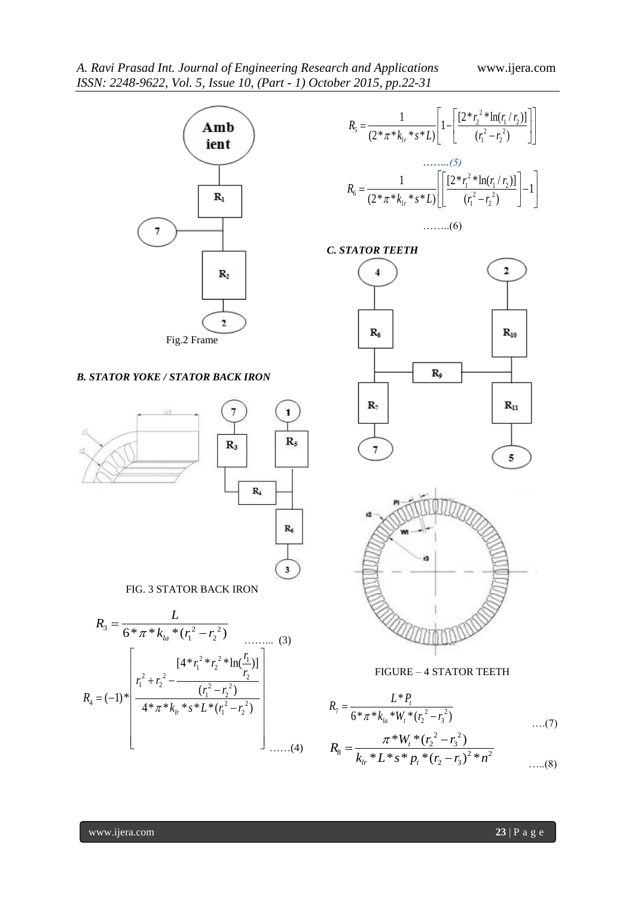Fig.2 Frame

### B. STATOR YOKE / STATOR BACK IRON

FIG. 3 STATOR BACK IRON

$$R_3 = \frac{L}{6*\pi*k_{la}*(r_1^2 - r_2^2)} \quad \text{……... (3)}$$

$$R_4 = (-1)*\left[\frac{r_1^2 + r_2^2 - \dfrac{[4*r_1^2*r_2^2*\ln(\frac{r_1}{r_2})]}{(r_1^2 - r_2^2)}}{4*\pi*k_{lr}*s*L*(r_1^2 - r_2^2)}\right] \quad \text{……(4)}$$

$$R_5 = \frac{1}{(2*\pi*k_{lr}*s*L)}\left[1 - \left[\frac{[2*r_2^2*\ln(r_1/r_2)]}{(r_1^2 - r_2^2)}\right]\right] \quad \text{……..(5)}$$

$$R_6 = \frac{1}{(2*\pi*k_{lr}*s*L)}\left[\left[\frac{[2*r_1^2*\ln(r_1/r_2)]}{(r_1^2 - r_2^2)}\right] - 1\right] \quad \text{……..(6)}$$

### C. STATOR TEETH

FIGURE – 4 STATOR TEETH

$$R_7 = \frac{L*P_t}{6*\pi*k_{la}*W_t*(r_2^2 - r_3^2)} \quad \text{….(7)}$$

$$R_8 = \frac{\pi*W_t*(r_2^2 - r_3^2)}{k_{lr}*L*s*p_t*(r_2 - r_3)^2*n^2} \quad \text{…..(8)}$$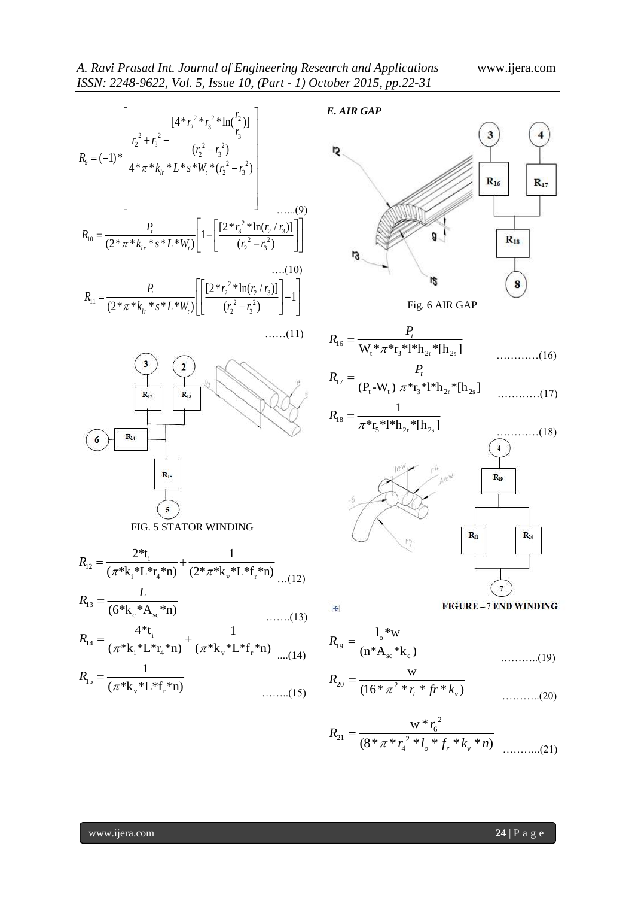$$R_9 = (-1) * \left[ \frac{r_2^2 + r_3^2 - \frac{[4 * r_2^2 * r_3^2 * \ln(\frac{r_2}{r_3})]}{(r_2^2 - r_3^2)}}{4 * \pi * k_{lr} * L * s * W_t * (r_2^2 - r_3^2)} \right] \quad \text{.....(9)}$$

$$R_{10} = \frac{P_t}{(2 * \pi * k_{lr} * s * L * W_t)} \left[ 1 - \left[ \frac{[2 * r_3^2 * \ln(r_2 / r_3)]}{(r_2^2 - r_3^2)} \right] \right] \quad \text{....(10)}$$

$$R_{11} = \frac{P_t}{(2 * \pi * k_{lr} * s * L * W_t)} \left[ \left[ \frac{[2 * r_2^2 * \ln(r_2 / r_3)]}{(r_2^2 - r_3^2)} \right] - 1 \right] \quad \text{......(11)}$$

FIG. 5 STATOR WINDING

$$R_{12} = \frac{2 * t_i}{(\pi * k_i * L * r_4 * n)} + \frac{1}{(2 * \pi * k_v * L * f_r * n)} \quad \text{...(12)}$$

$$R_{13} = \frac{L}{(6 * k_c * A_{sc} * n)} \quad \text{.......(13)}$$

$$R_{14} = \frac{4 * t_i}{(\pi * k_i * L * r_4 * n)} + \frac{1}{(\pi * k_v * L * f_r * n)} \quad \text{....(14)}$$

$$R_{15} = \frac{1}{(\pi * k_v * L * f_r * n)} \quad \text{........(15)}$$

### *E. AIR GAP*

Fig. 6 AIR GAP

$$R_{16} = \frac{P_t}{W_t * \pi * r_3 * l * h_{2r} * [h_{2s}]} \quad \text{............(16)}$$

$$R_{17} = \frac{P_t}{(P_t - W_t)\ \pi * r_3 * l * h_{2r} * [h_{2s}]} \quad \text{............(17)}$$

$$R_{18} = \frac{1}{\pi * r_5 * l * h_{2r} * [h_{2s}]} \quad \text{............(18)}$$

FIGURE – 7 END WINDING

$$R_{19} = \frac{l_o * w}{(n * A_{sc} * k_c)} \quad \text{...........(19)}$$

$$R_{20} = \frac{w}{(16 * \pi^2 * r_t * fr * k_v)} \quad \text{...........(20)}$$

$$R_{21} = \frac{w * r_6^2}{(8 * \pi * r_4^2 * l_o * f_r * k_v * n)} \quad \text{...........(21)}$$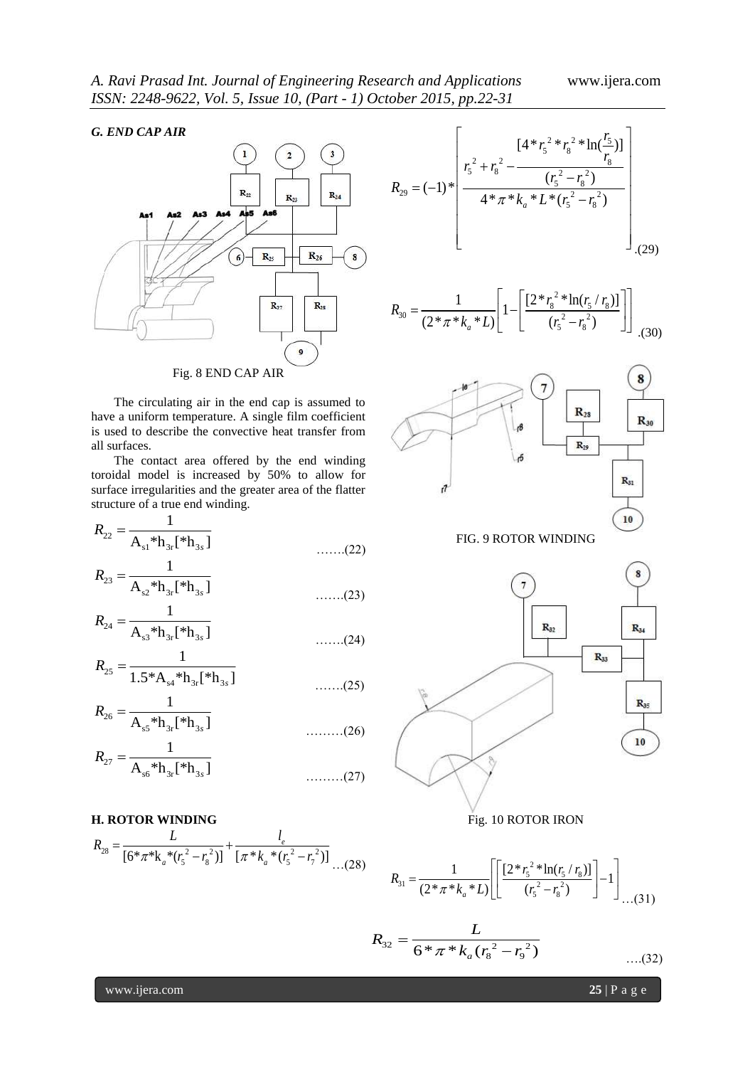### G. END CAP AIR

Fig. 8 END CAP AIR

The circulating air in the end cap is assumed to have a uniform temperature. A single film coefficient is used to describe the convective heat transfer from all surfaces.

The contact area offered by the end winding toroidal model is increased by 50% to allow for surface irregularities and the greater area of the flatter structure of a true end winding.

$$R_{22} = \frac{1}{A_{s1}*h_{3r}[*h_{3s}]} \quad \text{.......(22)}$$

$$R_{23} = \frac{1}{A_{s2}*h_{3r}[*h_{3s}]} \quad \text{.......(23)}$$

$$R_{24} = \frac{1}{A_{s3}*h_{3r}[*h_{3s}]} \quad \text{.......(24)}$$

$$R_{25} = \frac{1}{1.5*A_{s4}*h_{3r}[*h_{3s}]} \quad \text{.......(25)}$$

$$R_{26} = \frac{1}{A_{s5}*h_{3r}[*h_{3s}]} \quad \text{.........(26)}$$

$$R_{27} = \frac{1}{A_{s6}*h_{3r}[*h_{3s}]} \quad \text{.........(27)}$$

### H. ROTOR WINDING

$$R_{28} = \frac{L}{[6*\pi*k_a*(r_5^2 - r_8^2)]} + \frac{l_e}{[\pi*k_a*(r_5^2 - r_7^2)]} \quad \text{...(28)}$$

$$R_{29} = (-1)*\left[\frac{r_5^2 + r_8^2 - \dfrac{[4*r_5^2*r_8^2*\ln(\frac{r_5}{r_8})]}{(r_5^2 - r_8^2)}}{4*\pi*k_a*L*(r_5^2 - r_8^2)}\right] \quad .(29)$$

$$R_{30} = \frac{1}{(2*\pi*k_a*L)}\left[1 - \left[\frac{[2*r_8^2*\ln(r_5/r_8)]}{(r_5^2 - r_8^2)}\right]\right] \quad .(30)$$

FIG. 9 ROTOR WINDING

Fig. 10 ROTOR IRON

$$R_{31} = \frac{1}{(2*\pi*k_a*L)}\left[\left[\frac{[2*r_5^2*\ln(r_5/r_8)]}{(r_5^2 - r_8^2)}\right] - 1\right] \quad \text{...(31)}$$

$$R_{32} = \frac{L}{6*\pi*k_a(r_8^2 - r_9^2)} \quad \text{....(32)}$$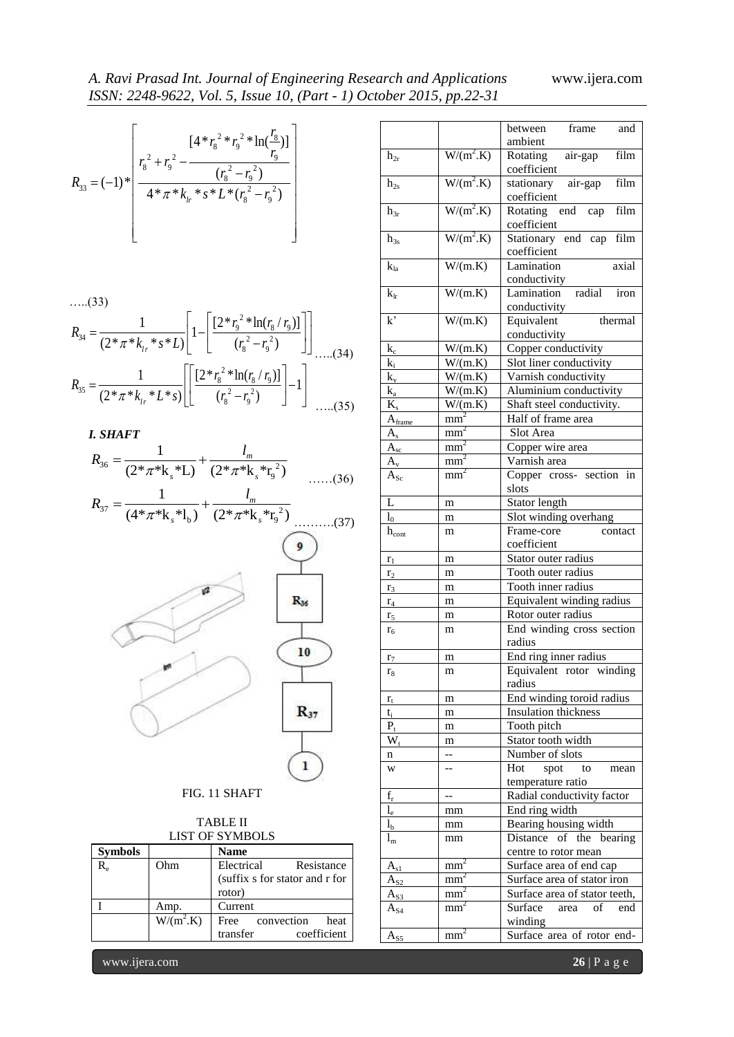$$R_{33} = (-1)*\left[\frac{r_8^2 + r_9^2 - \dfrac{[4*r_8^{\,2}*r_9^{\,2}*\ln(\frac{r_8}{r_9})]}{(r_8^{\,2} - r_9^{\,2})}}{4*\pi*k_{lr}*s*L*(r_8^{\,2} - r_9^{\,2})}\right]$$

…..(33)

$$R_{34} = \frac{1}{(2*\pi*k_{lr}*s*L)}\left[1 - \left[\frac{[2*r_9^{\,2}*\ln(r_8/r_9)]}{(r_8^{\,2} - r_9^{\,2})}\right]\right] \quad …..(34)$$

$$R_{35} = \frac{1}{(2*\pi*k_{lr}*L*s)}\left[\left[\frac{[2*r_8^{\,2}*\ln(r_8/r_9)]}{(r_8^{\,2} - r_9^{\,2})}\right] - 1\right] \quad …..(35)$$

### *I. SHAFT*

$$R_{36} = \frac{1}{(2*\pi*k_s*L)} + \frac{l_m}{(2*\pi*k_s*r_9^{\,2})} \quad ……(36)$$

$$R_{37} = \frac{1}{(4*\pi*k_s*l_b)} + \frac{l_m}{(2*\pi*k_s*r_9^{\,2})} \quad ……….(37)$$

FIG. 11 SHAFT

TABLE II
LIST OF SYMBOLS

| Symbols | | Name |
|---|---|---|
| $R_e$ | Ohm | Electrical Resistance (suffix s for stator and r for rotor) |
| I | Amp. | Current |
| | $W/(m^2.K)$ | Free convection heat transfer coefficient between frame and ambient |
| $h_{2r}$ | $W/(m^2.K)$ | Rotating air-gap film coefficient |
| $h_{2s}$ | $W/(m^2.K)$ | stationary air-gap film coefficient |
| $h_{3r}$ | $W/(m^2.K)$ | Rotating end cap film coefficient |
| $h_{3s}$ | $W/(m^2.K)$ | Stationary end cap film coefficient |
| $k_{la}$ | W/(m.K) | Lamination axial conductivity |
| $k_{lr}$ | W/(m.K) | Lamination radial iron conductivity |
| k' | W/(m.K) | Equivalent thermal conductivity |
| $k_c$ | W/(m.K) | Copper conductivity |
| $k_i$ | W/(m.K) | Slot liner conductivity |
| $k_v$ | W/(m.K) | Varnish conductivity |
| $k_a$ | W/(m.K) | Aluminium conductivity |
| $K_s$ | W/(m.K) | Shaft steel conductivity. |
| $A_{frame}$ | $mm^2$ | Half of frame area |
| $A_s$ | $mm^2$ | Slot Area |
| $A_{sc}$ | $mm^2$ | Copper wire area |
| $A_v$ | $mm^2$ | Varnish area |
| $A_{Sc}$ | $mm^2$ | Copper cross- section in slots |
| L | m | Stator length |
| $l_0$ | m | Slot winding overhang |
| $h_{cont}$ | m | Frame-core contact coefficient |
| $r_1$ | m | Stator outer radius |
| $r_2$ | m | Tooth outer radius |
| $r_3$ | m | Tooth inner radius |
| $r_4$ | m | Equivalent winding radius |
| $r_5$ | m | Rotor outer radius |
| $r_6$ | m | End winding cross section radius |
| $r_7$ | m | End ring inner radius |
| $r_8$ | m | Equivalent rotor winding radius |
| $r_t$ | m | End winding toroid radius |
| $t_i$ | m | Insulation thickness |
| $P_t$ | m | Tooth pitch |
| $W_t$ | m | Stator tooth width |
| n | -- | Number of slots |
| w | -- | Hot spot to mean temperature ratio |
| $f_r$ | -- | Radial conductivity factor |
| $l_e$ | mm | End ring width |
| $l_b$ | mm | Bearing housing width |
| $l_m$ | mm | Distance of the bearing centre to rotor mean |
| $A_{s1}$ | $mm^2$ | Surface area of end cap |
| $A_{S2}$ | $mm^2$ | Surface area of stator iron |
| $A_{S3}$ | $mm^2$ | Surface area of stator teeth, |
| $A_{S4}$ | $mm^2$ | Surface area of end winding |
| $A_{S5}$ | $mm^2$ | Surface area of rotor end- |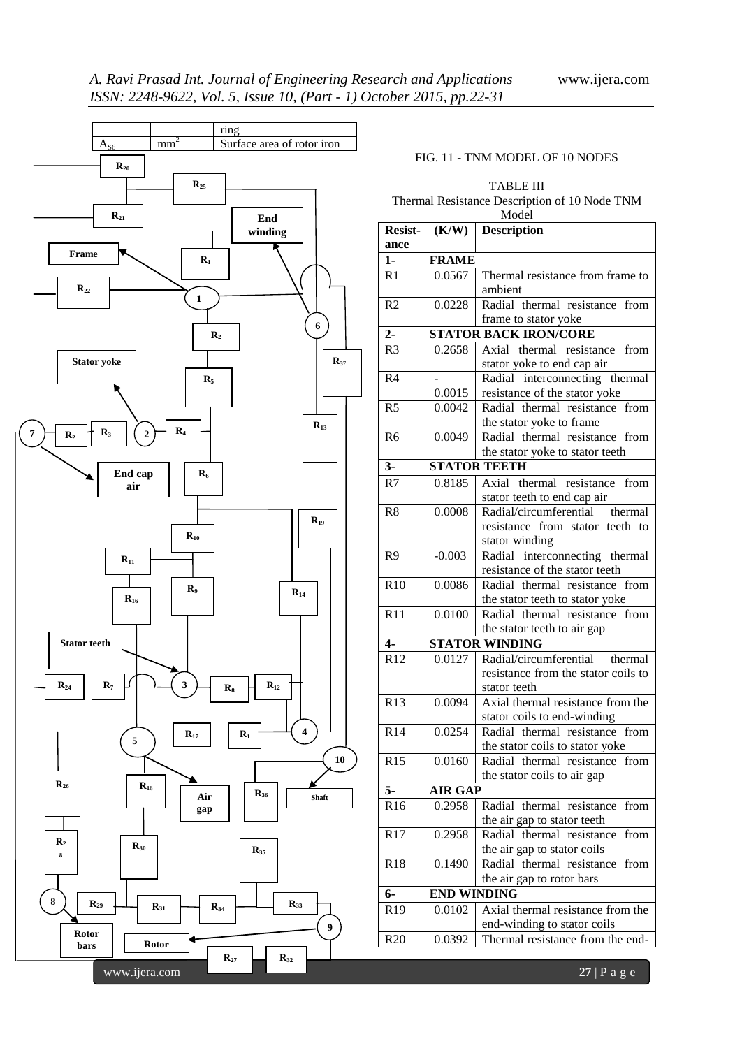| | | ring |
|---|---|---|
| $A_{S6}$ | $mm^2$ | Surface area of rotor iron |

FIG. 11 - TNM MODEL OF 10 NODES

TABLE III
Thermal Resistance Description of 10 Node TNM Model

| Resistance | (K/W) | Description |
|---|---|---|
| **1-** | **FRAME** | |
| R1 | 0.0567 | Thermal resistance from frame to ambient |
| R2 | 0.0228 | Radial thermal resistance from frame to stator yoke |
| **2-** | **STATOR BACK IRON/CORE** | |
| R3 | 0.2658 | Axial thermal resistance from stator yoke to end cap air |
| R4 | -0.0015 | Radial interconnecting thermal resistance of the stator yoke |
| R5 | 0.0042 | Radial thermal resistance from the stator yoke to frame |
| R6 | 0.0049 | Radial thermal resistance from the stator yoke to stator teeth |
| **3-** | **STATOR TEETH** | |
| R7 | 0.8185 | Axial thermal resistance from stator teeth to end cap air |
| R8 | 0.0008 | Radial/circumferential thermal resistance from stator teeth to stator winding |
| R9 | -0.003 | Radial interconnecting thermal resistance of the stator teeth |
| R10 | 0.0086 | Radial thermal resistance from the stator teeth to stator yoke |
| R11 | 0.0100 | Radial thermal resistance from the stator teeth to air gap |
| **4-** | **STATOR WINDING** | |
| R12 | 0.0127 | Radial/circumferential thermal resistance from the stator coils to stator teeth |
| R13 | 0.0094 | Axial thermal resistance from the stator coils to end-winding |
| R14 | 0.0254 | Radial thermal resistance from the stator coils to stator yoke |
| R15 | 0.0160 | Radial thermal resistance from the stator coils to air gap |
| **5-** | **AIR GAP** | |
| R16 | 0.2958 | Radial thermal resistance from the air gap to stator teeth |
| R17 | 0.2958 | Radial thermal resistance from the air gap to stator coils |
| R18 | 0.1490 | Radial thermal resistance from the air gap to rotor bars |
| **6-** | **END WINDING** | |
| R19 | 0.0102 | Axial thermal resistance from the end-winding to stator coils |
| R20 | 0.0392 | Thermal resistance from the end- |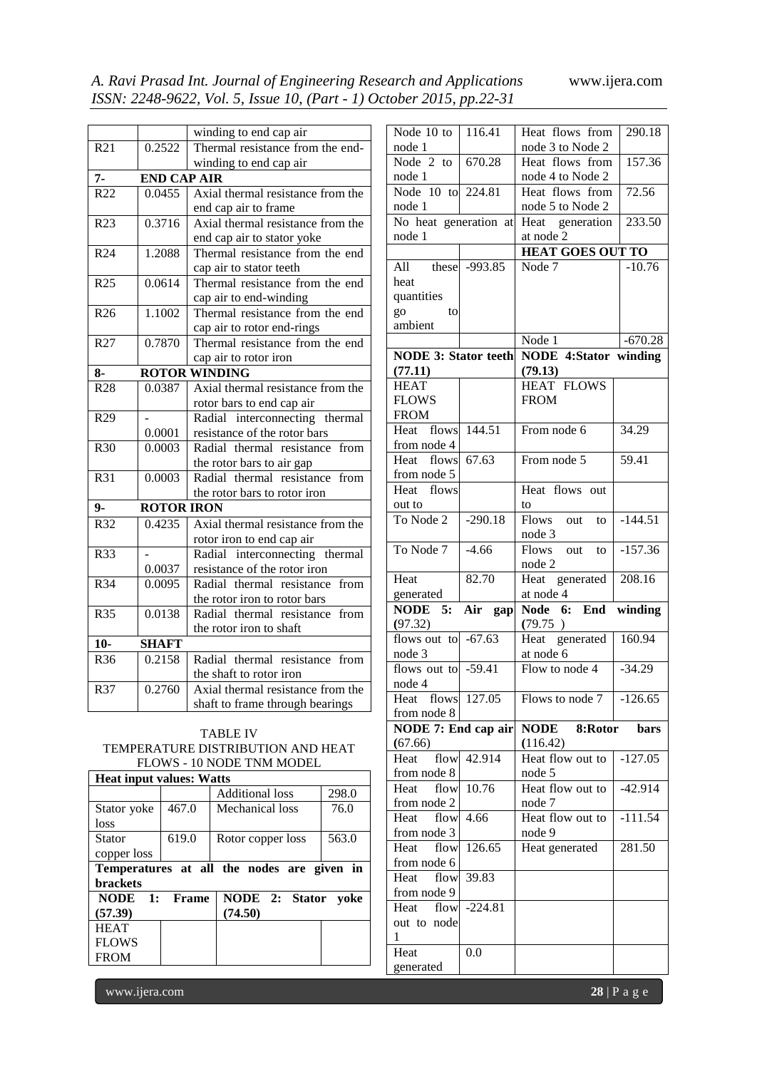| | | winding to end cap air |
|---|---|---|
| R21 | 0.2522 | Thermal resistance from the end-winding to end cap air |
| **7-** | **END CAP AIR** | |
| R22 | 0.0455 | Axial thermal resistance from the end cap air to frame |
| R23 | 0.3716 | Axial thermal resistance from the end cap air to stator yoke |
| R24 | 1.2088 | Thermal resistance from the end cap air to stator teeth |
| R25 | 0.0614 | Thermal resistance from the end cap air to end-winding |
| R26 | 1.1002 | Thermal resistance from the end cap air to rotor end-rings |
| R27 | 0.7870 | Thermal resistance from the end cap air to rotor iron |
| **8-** | **ROTOR WINDING** | |
| R28 | 0.0387 | Axial thermal resistance from the rotor bars to end cap air |
| R29 | -0.0001 | Radial interconnecting thermal resistance of the rotor bars |
| R30 | 0.0003 | Radial thermal resistance from the rotor bars to air gap |
| R31 | 0.0003 | Radial thermal resistance from the rotor bars to rotor iron |
| **9-** | **ROTOR IRON** | |
| R32 | 0.4235 | Axial thermal resistance from the rotor iron to end cap air |
| R33 | -0.0037 | Radial interconnecting thermal resistance of the rotor iron |
| R34 | 0.0095 | Radial thermal resistance from the rotor iron to rotor bars |
| R35 | 0.0138 | Radial thermal resistance from the rotor iron to shaft |
| **10-** | **SHAFT** | |
| R36 | 0.2158 | Radial thermal resistance from the shaft to rotor iron |
| R37 | 0.2760 | Axial thermal resistance from the shaft to frame through bearings |

TABLE IV
TEMPERATURE DISTRIBUTION AND HEAT FLOWS - 10 NODE TNM MODEL

| **Heat input values: Watts** | | | |
|---|---|---|---|
| | | Additional loss | 298.0 |
| Stator yoke loss | 467.0 | Mechanical loss | 76.0 |
| Stator copper loss | 619.0 | Rotor copper loss | 563.0 |
| **Temperatures at all the nodes are given in brackets** | | | |
| **NODE 1: Frame (57.39)** | | **NODE 2: Stator yoke (74.50)** | |
| HEAT FLOWS FROM | | | |
| Node 10 to node 1 | 116.41 | Heat flows from node 3 to Node 2 | 290.18 |
| Node 2 to node 1 | 670.28 | Heat flows from node 4 to Node 2 | 157.36 |
| Node 10 to node 1 | 224.81 | Heat flows from node 5 to Node 2 | 72.56 |
| No heat generation at node 1 | | Heat generation at node 2 | 233.50 |
| | | **HEAT GOES OUT TO** | |
| All these heat quantities go to ambient | -993.85 | Node 7 | -10.76 |
| | | Node 1 | -670.28 |
| **NODE 3: Stator teeth (77.11)** | | **NODE 4: Stator winding (79.13)** | |
| HEAT FLOWS FROM | | HEAT FLOWS FROM | |
| Heat flows from node 4 | 144.51 | From node 6 | 34.29 |
| Heat flows from node 5 | 67.63 | From node 5 | 59.41 |
| Heat flows out to | | Heat flows out to | |
| To Node 2 | -290.18 | Flows out to node 3 | -144.51 |
| To Node 7 | -4.66 | Flows out to node 2 | -157.36 |
| Heat generated | 82.70 | Heat generated at node 4 | 208.16 |
| **NODE 5: Air gap (97.32)** | | **Node 6: End winding (79.75 )** | |
| flows out to node 3 | -67.63 | Heat generated at node 6 | 160.94 |
| flows out to node 4 | -59.41 | Flow to node 4 | -34.29 |
| Heat flows from node 8 | 127.05 | Flows to node 7 | -126.65 |
| **NODE 7: End cap air (67.66)** | | **NODE 8: Rotor bars (116.42)** | |
| Heat flow from node 8 | 42.914 | Heat flow out to node 5 | -127.05 |
| Heat flow from node 2 | 10.76 | Heat flow out to node 7 | -42.914 |
| Heat flow from node 3 | 4.66 | Heat flow out to node 9 | -111.54 |
| Heat flow from node 6 | 126.65 | Heat generated | 281.50 |
| Heat flow from node 9 | 39.83 | | |
| Heat flow out to node 1 | -224.81 | | |
| Heat generated | 0.0 | | |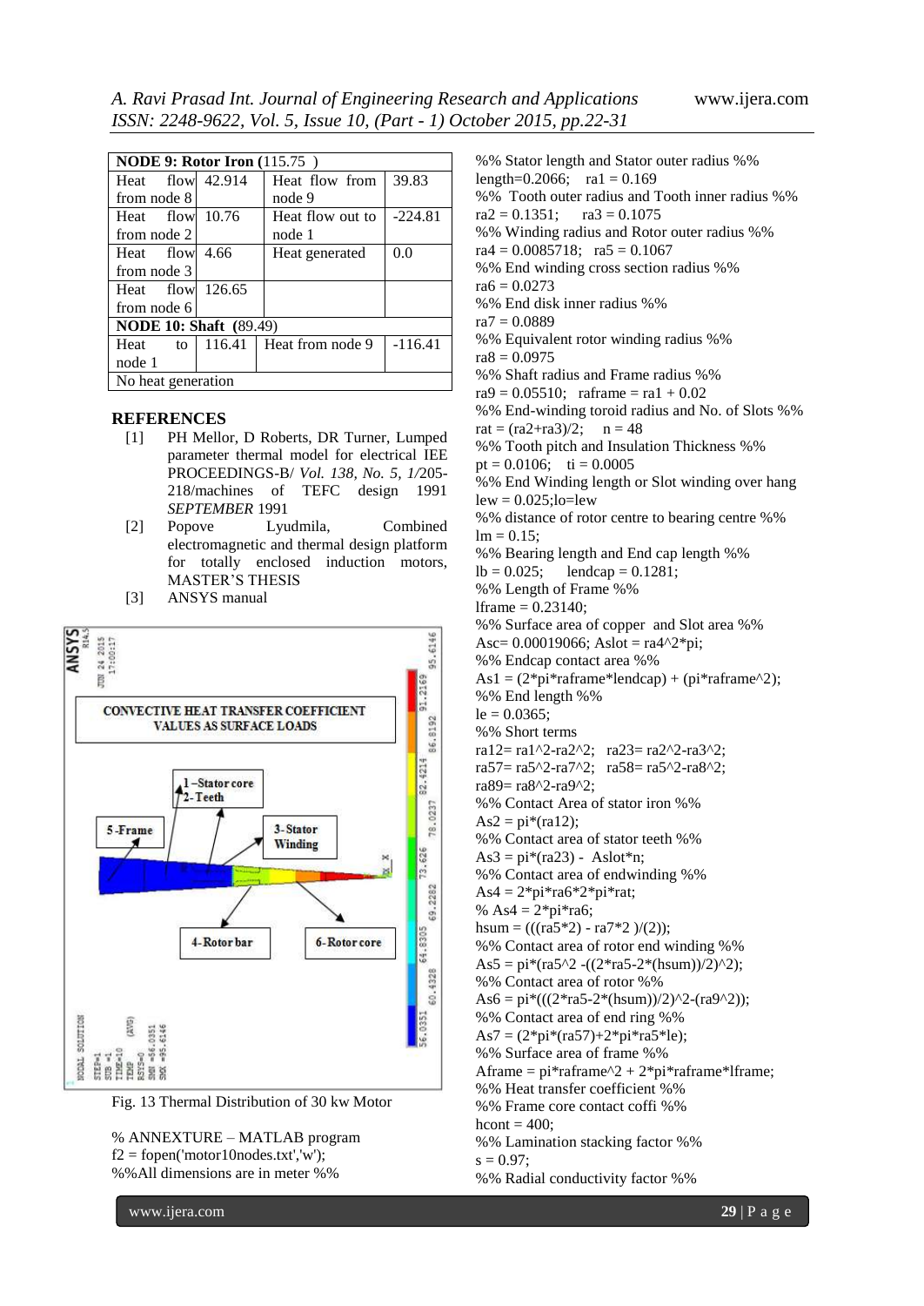| NODE 9: Rotor Iron (115.75 ) | | | |
|---|---|---|---|
| Heat flow from node 8 | 42.914 | Heat flow from node 9 | 39.83 |
| Heat flow from node 2 | 10.76 | Heat flow out to node 1 | -224.81 |
| Heat flow from node 3 | 4.66 | Heat generated | 0.0 |
| Heat flow from node 6 | 126.65 | | |
| **NODE 10: Shaft (89.49)** | | | |
| Heat to node 1 | 116.41 | Heat from node 9 | -116.41 |
| No heat generation | | | |

## REFERENCES

[1] PH Mellor, D Roberts, DR Turner, Lumped parameter thermal model for electrical IEE PROCEEDINGS-B/ *Vol. 138, No. 5, 1*/205-218/machines of TEFC design 1991 *SEPTEMBER* 1991

[2] Popove Lyudmila, Combined electromagnetic and thermal design platform for totally enclosed induction motors, MASTER'S THESIS

[3] ANSYS manual

Fig. 13 Thermal Distribution of 30 kw Motor

```
% ANNEXTURE – MATLAB program
f2 = fopen('motor10nodes.txt','w');
%%All dimensions are in meter %%
%% Stator length and Stator outer radius %%
length=0.2066;   ra1 = 0.169
%%  Tooth outer radius and Tooth inner radius %%
ra2 = 0.1351;     ra3 = 0.1075
%% Winding radius and Rotor outer radius %%
ra4 = 0.0085718;   ra5 = 0.1067
%% End winding cross section radius %%
ra6 = 0.0273
%% End disk inner radius %%
ra7 = 0.0889
%% Equivalent rotor winding radius %%
ra8 = 0.0975
%% Shaft radius and Frame radius %%
ra9 = 0.05510;   raframe = ra1 + 0.02
%% End-winding toroid radius and No. of Slots %%
rat = (ra2+ra3)/2;     n = 48
%% Tooth pitch and Insulation Thickness %%
pt = 0.0106;    ti = 0.0005
%% End Winding length or Slot winding over hang
lew = 0.025;lo=lew
%% distance of rotor centre to bearing centre %%
lm = 0.15;
%% Bearing length and End cap length %%
lb = 0.025;      lendcap = 0.1281;
%% Length of Frame %%
lframe = 0.23140;
%% Surface area of copper  and Slot area %%
Asc= 0.00019066; Aslot = ra4^2*pi;
%% Endcap contact area %%
As1 = (2*pi*raframe*lendcap) + (pi*raframe^2);
%% End length %%
le = 0.0365;
%% Short terms
ra12= ra1^2-ra2^2;   ra23= ra2^2-ra3^2;
ra57= ra5^2-ra7^2;   ra58= ra5^2-ra8^2;
ra89= ra8^2-ra9^2;
%% Contact Area of stator iron %%
As2 = pi*(ra12);
%% Contact area of stator teeth %%
As3 = pi*(ra23) -  Aslot*n;
%% Contact area of endwinding %%
As4 = 2*pi*ra6*2*pi*rat;
% As4 = 2*pi*ra6;
hsum = (((ra5*2) - ra7*2 )/(2));
%% Contact area of rotor end winding %%
As5 = pi*(ra5^2 -((2*ra5-2*(hsum))/2)^2);
%% Contact area of rotor %%
As6 = pi*(((2*ra5-2*(hsum))/2)^2-(ra9^2));
%% Contact area of end ring %%
As7 = (2*pi*(ra57)+2*pi*ra5*le);
%% Surface area of frame %%
Aframe = pi*raframe^2 + 2*pi*raframe*lframe;
%% Heat transfer coefficient %%
%% Frame core contact coffi %%
hcont = 400;
%% Lamination stacking factor %%
s = 0.97;
%% Radial conductivity factor %%
```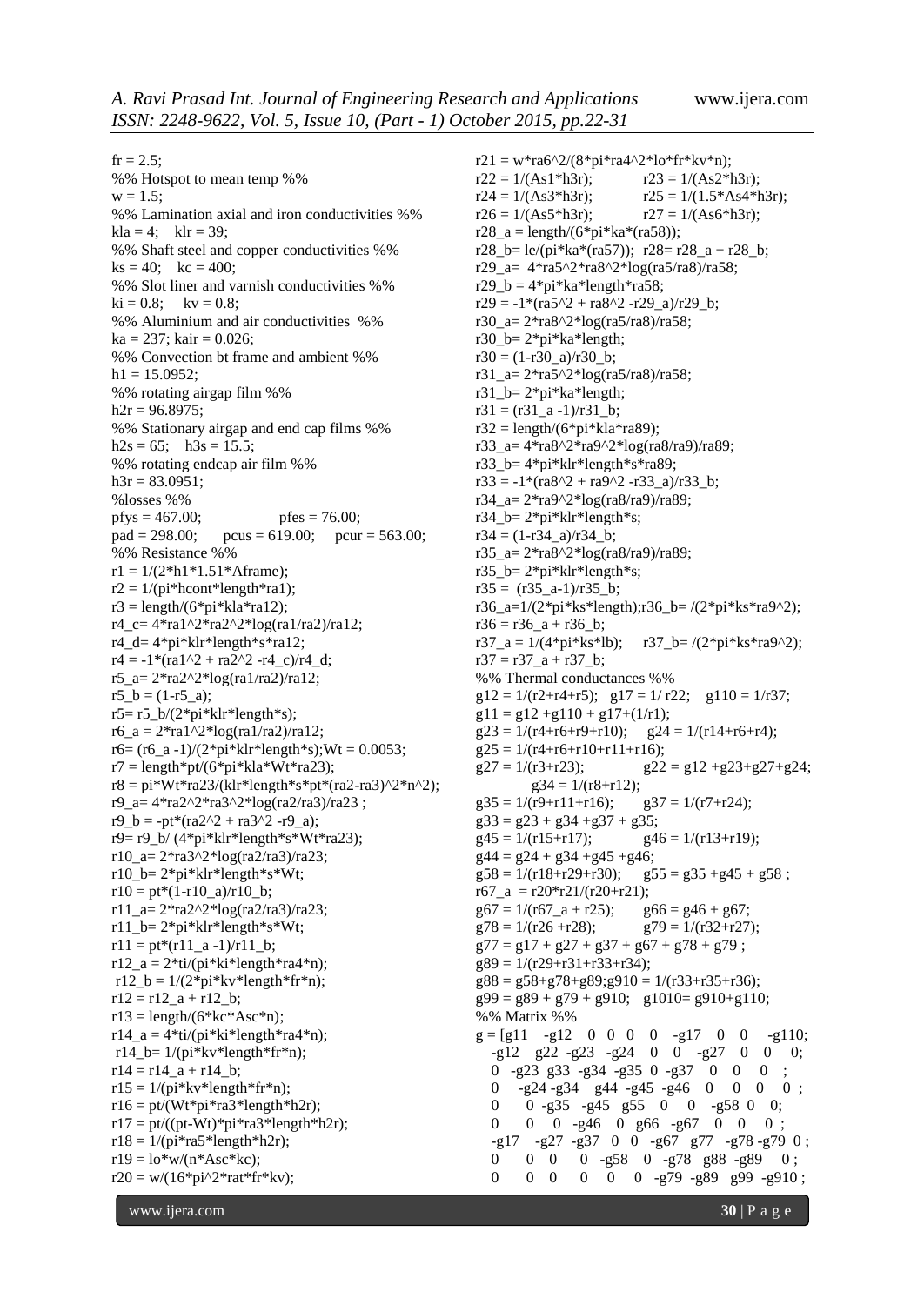```
fr = 2.5;
%% Hotspot to mean temp %%
w = 1.5;
%% Lamination axial and iron conductivities %%
kla = 4;   klr = 39;
%% Shaft steel and copper conductivities %%
ks = 40;   kc = 400;
%% Slot liner and varnish conductivities %%
ki = 0.8;    kv = 0.8;
%% Aluminium and air conductivities  %%
ka = 237; kair = 0.026;
%% Convection bt frame and ambient %%
h1 = 15.0952;
%% rotating airgap film %%
h2r = 96.8975;
%% Stationary airgap and end cap films %%
h2s = 65;   h3s = 15.5;
%% rotating endcap air film %%
h3r = 83.0951;
%losses %%
pfys = 467.00;              pfes = 76.00;
pad = 298.00;     pcus = 619.00;    pcur = 563.00;
%% Resistance %%
r1 = 1/(2*h1*1.51*Aframe);
r2 = 1/(pi*hcont*length*ra1);
r3 = length/(6*pi*kla*ra12);
r4_c= 4*ra1^2*ra2^2*log(ra1/ra2)/ra12;
r4_d= 4*pi*klr*length*s*ra12;
r4 = -1*(ra1^2 + ra2^2 -r4_c)/r4_d;
r5_a= 2*ra2^2*log(ra1/ra2)/ra12;
r5_b = (1-r5_a);
r5= r5_b/(2*pi*klr*length*s);
r6_a = 2*ra1^2*log(ra1/ra2)/ra12;
r6= (r6_a -1)/(2*pi*klr*length*s);Wt = 0.0053;
r7 = length*pt/(6*pi*kla*Wt*ra23);
r8 = pi*Wt*ra23/(klr*length*s*pt*(ra2-ra3)^2*n^2);
r9_a= 4*ra2^2*ra3^2*log(ra2/ra3)/ra23 ;
r9_b = -pt*(ra2^2 + ra3^2 -r9_a);
r9= r9_b/ (4*pi*klr*length*s*Wt*ra23);
r10_a= 2*ra3^2*log(ra2/ra3)/ra23;
r10_b= 2*pi*klr*length*s*Wt;
r10 = pt*(1-r10_a)/r10_b;
r11_a= 2*ra2^2*log(ra2/ra3)/ra23;
r11_b= 2*pi*klr*length*s*Wt;
r11 = pt*(r11_a -1)/r11_b;
r12_a = 2*ti/(pi*ki*length*ra4*n);
 r12_b = 1/(2*pi*kv*length*fr*n);
r12 = r12_a + r12_b;
r13 = length/(6*kc*Asc*n);
r14_a = 4*ti/(pi*ki*length*ra4*n);
 r14_b= 1/(pi*kv*length*fr*n);
r14 = r14_a + r14_b;
r15 = 1/(pi*kv*length*fr*n);
r16 = pt/(Wt*pi*ra3*length*h2r);
r17 = pt/((pt-Wt)*pi*ra3*length*h2r);
r18 = 1/(pi*ra5*length*h2r);
r19 = lo*w/(n*Asc*kc);
r20 = w/(16*pi^2*rat*fr*kv);
r21 = w*ra6^2/(8*pi*ra4^2*lo*fr*kv*n);
r22 = 1/(As1*h3r);           r23 = 1/(As2*h3r);
r24 = 1/(As3*h3r);           r25 = 1/(1.5*As4*h3r);
r26 = 1/(As5*h3r);           r27 = 1/(As6*h3r);
r28_a = length/(6*pi*ka*(ra58));
r28_b= le/(pi*ka*(ra57));  r28= r28_a + r28_b;
r29_a=  4*ra5^2*ra8^2*log(ra5/ra8)/ra58;
r29_b = 4*pi*ka*length*ra58;
r29 = -1*(ra5^2 + ra8^2 -r29_a)/r29_b;
r30_a= 2*ra8^2*log(ra5/ra8)/ra58;
r30_b= 2*pi*ka*length;
r30 = (1-r30_a)/r30_b;
r31_a= 2*ra5^2*log(ra5/ra8)/ra58;
r31_b= 2*pi*ka*length;
r31 = (r31_a -1)/r31_b;
r32 = length/(6*pi*kla*ra89);
r33_a= 4*ra8^2*ra9^2*log(ra8/ra9)/ra89;
r33_b= 4*pi*klr*length*s*ra89;
r33 = -1*(ra8^2 + ra9^2 -r33_a)/r33_b;
r34_a= 2*ra9^2*log(ra8/ra9)/ra89;
r34_b= 2*pi*klr*length*s;
r34 = (1-r34_a)/r34_b;
r35_a= 2*ra8^2*log(ra8/ra9)/ra89;
r35_b= 2*pi*klr*length*s;
r35 =  (r35_a-1)/r35_b;
r36_a=1/(2*pi*ks*length);r36_b= /(2*pi*ks*ra9^2);
r36 = r36_a + r36_b;
r37_a = 1/(4*pi*ks*lb);     r37_b= /(2*pi*ks*ra9^2);
r37 = r37_a + r37_b;
%% Thermal conductances %%
g12 = 1/(r2+r4+r5);  g17 = 1/ r22;   g110 = 1/r37;
g11 = g12 +g110 + g17+(1/r1);
g23 = 1/(r4+r6+r9+r10);     g24 = 1/(r14+r6+r4);
g25 = 1/(r4+r6+r10+r11+r16);
g27 = 1/(r3+r23);             g22 = g12 +g23+g27+g24;
          g34 = 1/(r8+r12);
g35 = 1/(r9+r11+r16);       g37 = 1/(r7+r24);
g33 = g23 + g34 +g37 + g35;
g45 = 1/(r15+r17);             g46 = 1/(r13+r19);
g44 = g24 + g34 +g45 +g46;
g58 = 1/(r18+r29+r30);     g55 = g35 +g45 + g58 ;
r67_a  = r20*r21/(r20+r21);
g67 = 1/(r67_a + r25);       g66 = g46 + g67;
g78 = 1/(r26 +r28);           g79 = 1/(r32+r27);
g77 = g17 + g27 + g37 + g67 + g78 + g79 ;
g89 = 1/(r29+r31+r33+r34);
g88 = g58+g78+g89;g910 = 1/(r33+r35+r36);
g99 = g89 + g79 + g910;   g1010= g910+g110;
%% Matrix %%
g = [g11   -g12   0  0  0    0   -g17   0   0    -g110;
   -g12   g22  -g23  -g24   0   0   -g27   0   0    0;
    0  -g23  g33  -g34  -g35  0  -g37   0   0    0   ;
    0    -g24 -g34    g44  -g45  -g46    0    0   0    0 ;
    0       0  -g35   -g45   g55    0    0    -g58  0    0;
    0       0     0   -g46    0  g66   -g67    0   0    0  ;
   -g17    -g27  -g37   0   0   -g67   g77   -g78  -g79  0 ;
    0       0   0       0  -g58    0   -g78   g88   -g89     0 ;
    0       0   0       0     0      0   -g79  -g89   g99  -g910 ;
```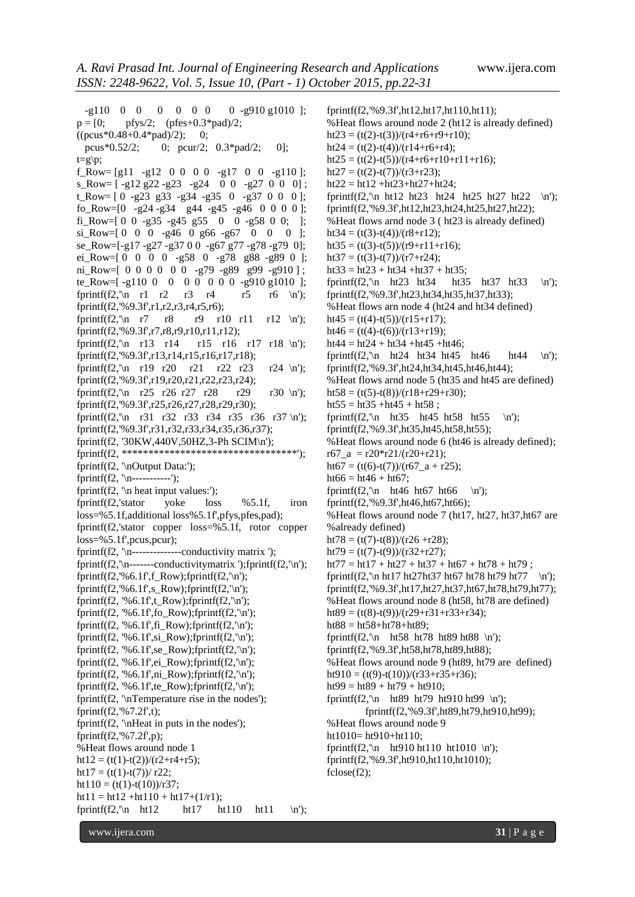```
   -g110   0   0     0   0   0   0     0  -g910 g1010  ];
p = [0;     pfys/2;    (pfes+0.3*pad)/2;
((pcus*0.48+0.4*pad)/2);     0;
  pcus*0.52/2;       0;  pcur/2;   0.3*pad/2;     0];
t=g\p;
f_Row= [g11   -g12   0  0   0  0   -g17   0   0   -g110 ];
s_Row= [ -g12 g22 -g23   -g24    0  0   -g27  0  0   0] ;
t_Row= [ 0   -g23  g33   -g34   -g35   0   -g37  0  0   0 ];
fo_Row=[0   -g24 -g34    g44   -g45   -g46   0  0  0  0 ];
fi_Row=[ 0  0  -g35   -g45  g55    0    0  -g58  0  0;   ];
si_Row=[  0   0   0   -g46   0  g66  -g67    0    0     0  ];
se_Row=[-g17 -g27 -g37 0 0  -g67 g77 -g78 -g79  0];
ei_Row=[ 0   0   0   0    -g58   0   -g78   g88   -g89  0  ];
ni_Row=[  0  0  0  0   0  0   -g79  -g89   g99  -g910 ] ;
te_Row=[ -g110  0    0    0  0   0  0  0  -g910 g1010  ];
fprintf(f2,'\n   r1   r2     r3   r4         r5     r6   \n');
fprintf(f2,'%9.3f',r1,r2,r3,r4,r5,r6);
fprintf(f2,'\n   r7     r8       r9   r10  r11    r12  \n');
fprintf(f2,'%9.3f',r7,r8,r9,r10,r11,r12);
fprintf(f2,'\n   r13   r14      r15   r16   r17  r18  \n');
fprintf(f2,'%9.3f',r13,r14,r15,r16,r17,r18);
fprintf(f2,'\n   r19  r20    r21    r22  r23     r24  \n');
fprintf(f2,'%9.3f',r19,r20,r21,r22,r23,r24);
fprintf(f2,'\n   r25   r26  r27   r28      r29       r30  \n');
fprintf(f2,'%9.3f',r25,r26,r27,r28,r29,r30);
fprintf(f2,'\n   r31   r32   r33   r34   r35   r36   r37 \n');
fprintf(f2,'%9.3f',r31,r32,r33,r34,r35,r36,r37);
fprintf(f2, '30KW,440V,50HZ,3-Ph SCIM\n');
fprintf(f2, ***********************************');
fprintf(f2, '\nOutput Data:');
fprintf(f2, '\n-----------');
fprintf(f2, '\n heat input values:');
fprintf(f2,'stator       yoke       loss       %5.1f,       iron
loss=%5.1f,additional loss%5.1f',pfys,pfes,pad);
fprintf(f2,'stator   copper   loss=%5.1f,   rotor   copper
loss=%5.1f',pcus,pcur);
fprintf(f2, '\n--------------conductivity matrix ');
fprintf(f2,'\n-------conductivitymatrix ');fprintf(f2,'\n');
fprintf(f2,'%6.1f',f_Row);fprintf(f2,'\n');
fprintf(f2,'%6.1f',s_Row);fprintf(f2,'\n');
fprintf(f2, '%6.1f',t_Row);fprintf(f2,'\n');
fprintf(f2, '%6.1f',fo_Row);fprintf(f2,'\n');
fprintf(f2, '%6.1f',fi_Row);fprintf(f2,'\n');
fprintf(f2, '%6.1f',si_Row);fprintf(f2,'\n');
fprintf(f2, '%6.1f',se_Row);fprintf(f2,'\n');
fprintf(f2, '%6.1f',ei_Row);fprintf(f2,'\n');
fprintf(f2, '%6.1f',ni_Row);fprintf(f2,'\n');
fprintf(f2, '%6.1f',te_Row);fprintf(f2,'\n');
fprintf(f2, '\nTemperature rise in the nodes');
fprintf(f2,'%7.2f',t);
fprintf(f2, '\nHeat in puts in the nodes');
fprintf(f2,'%7.2f',p);
%Heat flows around node 1
ht12 = (t(1)-t(2))/(r2+r4+r5);
ht17 = (t(1)-t(7))/ r22;
ht110 = (t(1)-t(10))/r37;
ht11 = ht12 +ht110 + ht17+(1/r1);
fprintf(f2,'\n    ht12         ht17       ht110      ht11       \n');
fprintf(f2,'%9.3f',ht12,ht17,ht110,ht11);
%Heat flows around node 2 (ht12 is already defined)
ht23 = (t(2)-t(3))/(r4+r6+r9+r10);
ht24 = (t(2)-t(4))/(r14+r6+r4);
ht25 = (t(2)-t(5))/(r4+r6+r10+r11+r16);
ht27 = (t(2)-t(7))/(r3+r23);
ht22 = ht12 +ht23+ht27+ht24;
fprintf(f2,'\n  ht12  ht23   ht24   ht25  ht27  ht22    \n');
fprintf(f2,'%9.3f',ht12,ht23,ht24,ht25,ht27,ht22);
%Heat flows arnd node 3 ( ht23 is already defined)
ht34 = (t(3)-t(4))/(r8+r12);
ht35 = (t(3)-t(5))/(r9+r11+r16);
ht37 = (t(3)-t(7))/(r7+r24);
ht33 = ht23 + ht34 +ht37 + ht35;
fprintf(f2,'\n    ht23   ht34      ht35   ht37   ht33      \n');
fprintf(f2,'%9.3f',ht23,ht34,ht35,ht37,ht33);
%Heat flows arn node 4 (ht24 and ht34 defined)
ht45 = (t(4)-t(5))/(r15+r17);
ht46 = (t(4)-t(6))/(r13+r19);
ht44 = ht24 + ht34 +ht45 +ht46;
fprintf(f2,'\n     ht24   ht34  ht45    ht46       ht44      \n');
fprintf(f2,'%9.3f',ht24,ht34,ht45,ht46,ht44);
%Heat flows arnd node 5 (ht35 and ht45 are defined)
ht58 = (t(5)-t(8))/(r18+r29+r30);
ht55 = ht35 +ht45 + ht58 ;
fprintf(f2,'\n     ht35    ht45  ht58   ht55      \n');
fprintf(f2,'%9.3f',ht35,ht45,ht58,ht55);
%Heat flows around node 6 (ht46 is already defined);
r67_a  = r20*r21/(r20+r21);
ht67 = (t(6)-t(7))/(r67_a + r25);
ht66 = ht46 + ht67;
fprintf(f2,'\n     ht46  ht67  ht66     \n');
fprintf(f2,'%9.3f',ht46,ht67,ht66);
%Heat flows around node 7 (ht17, ht27, ht37,ht67 are
%already defined)
ht78 = (t(7)-t(8))/(r26 +r28);
ht79 = (t(7)-t(9))/(r32+r27);
ht77 = ht17 + ht27 + ht37 + ht67 + ht78 + ht79 ;
fprintf(f2,'\n ht17 ht27ht37 ht67 ht78 ht79 ht77     \n');
fprintf(f2,'%9.3f',ht17,ht27,ht37,ht67,ht78,ht79,ht77);
%Heat flows around node 8 (ht58, ht78 are defined)
ht89 = (t(8)-t(9))/(r29+r31+r33+r34);
ht88 = ht58+ht78+ht89;
fprintf(f2,'\n     ht58  ht78  ht89 ht88  \n');
fprintf(f2,'%9.3f',ht58,ht78,ht89,ht88);
%Heat flows around node 9 (ht89, ht79 are  defined)
ht910 = (t(9)-t(10))/(r33+r35+r36);
ht99 = ht89 + ht79 + ht910;
fprintf(f2,'\n     ht89  ht79  ht910 ht99  \n');
            fprintf(f2,'%9.3f',ht89,ht79,ht910,ht99);
%Heat flows around node 9
ht1010= ht910+ht110;
fprintf(f2,'\n     ht910 ht110  ht1010  \n');
fprintf(f2,'%9.3f',ht910,ht110,ht1010);
fclose(f2);
```